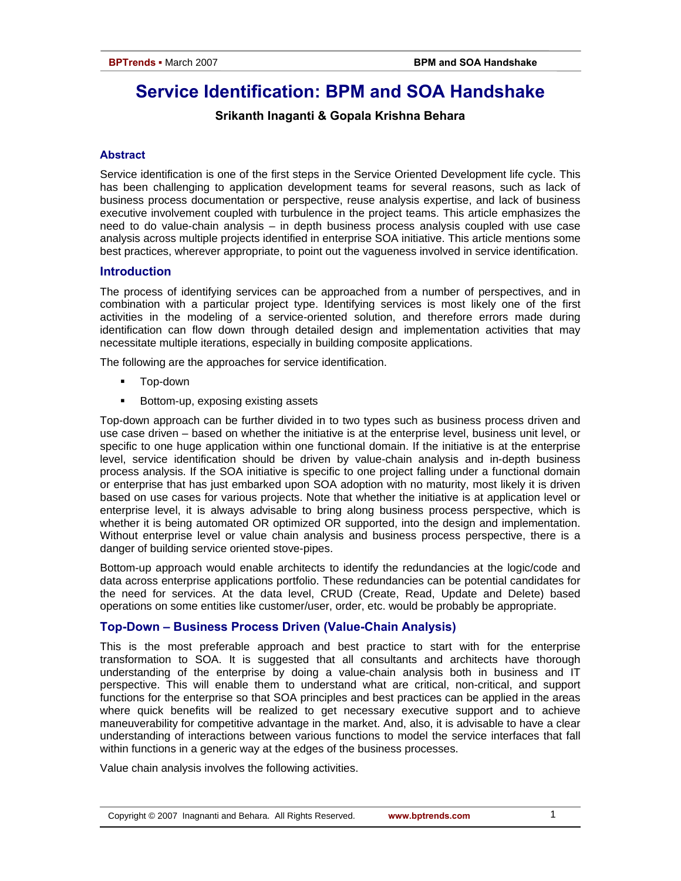# Service Identification: BPM and SOA Handshake

**Srikanth Inaganti & Gopala Krishna Behara**

## Abstract

Service identification is one of the first steps in the Service Oriented Development life cycle. This has been challenging to application development teams for several reasons, such as lack of business process documentation or perspective, reuse analysis expertise, and lack of business executive involvement coupled with turbulence in the project teams. This article emphasizes the need to do value-chain analysis – in depth business process analysis coupled with use case analysis across multiple projects identified in enterprise SOA initiative. This article mentions some best practices, wherever appropriate, to point out the vagueness involved in service identification.

## Introduction

The process of identifying services can be approached from a number of perspectives, and in combination with a particular project type. Identifying services is most likely one of the first activities in the modeling of a service-oriented solution, and therefore errors made during identification can flow down through detailed design and implementation activities that may necessitate multiple iterations, especially in building composite applications.

The following are the approaches for service identification.

- Top-down
- Bottom-up, exposing existing assets

Top-down approach can be further divided in to two types such as business process driven and use case driven – based on whether the initiative is at the enterprise level, business unit level, or specific to one huge application within one functional domain. If the initiative is at the enterprise level, service identification should be driven by value-chain analysis and in-depth business process analysis. If the SOA initiative is specific to one project falling under a functional domain or enterprise that has just embarked upon SOA adoption with no maturity, most likely it is driven based on use cases for various projects. Note that whether the initiative is at application level or enterprise level, it is always advisable to bring along business process perspective, which is whether it is being automated OR optimized OR supported, into the design and implementation. Without enterprise level or value chain analysis and business process perspective, there is a danger of building service oriented stove-pipes.

Bottom-up approach would enable architects to identify the redundancies at the logic/code and data across enterprise applications portfolio. These redundancies can be potential candidates for the need for services. At the data level, CRUD (Create, Read, Update and Delete) based operations on some entities like customer/user, order, etc. would be probably be appropriate.

## Top-Down – Business Process Driven (Value-Chain Analysis)

This is the most preferable approach and best practice to start with for the enterprise transformation to SOA. It is suggested that all consultants and architects have thorough understanding of the enterprise by doing a value-chain analysis both in business and IT perspective. This will enable them to understand what are critical, non-critical, and support functions for the enterprise so that SOA principles and best practices can be applied in the areas where quick benefits will be realized to get necessary executive support and to achieve maneuverability for competitive advantage in the market. And, also, it is advisable to have a clear understanding of interactions between various functions to model the service interfaces that fall within functions in a generic way at the edges of the business processes.

Value chain analysis involves the following activities.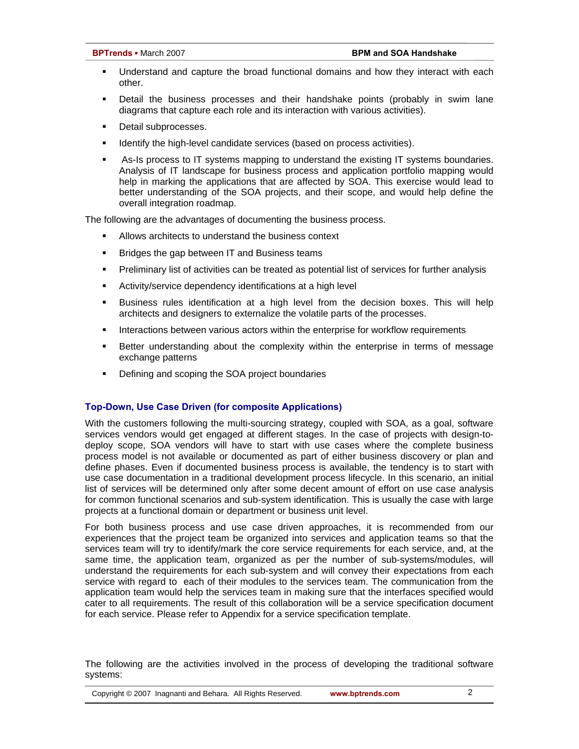- Understand and capture the broad functional domains and how they interact with each other.
- Detail the business processes and their handshake points (probably in swim lane diagrams that capture each role and its interaction with various activities).
- Detail subprocesses.
- Identify the high-level candidate services (based on process activities).
- As-Is process to IT systems mapping to understand the existing IT systems boundaries. Analysis of IT landscape for business process and application portfolio mapping would help in marking the applications that are affected by SOA. This exercise would lead to better understanding of the SOA projects, and their scope, and would help define the overall integration roadmap.

The following are the advantages of documenting the business process.

- Allows architects to understand the business context
- Bridges the gap between IT and Business teams
- Preliminary list of activities can be treated as potential list of services for further analysis
- Activity/service dependency identifications at a high level
- Business rules identification at a high level from the decision boxes. This will help architects and designers to externalize the volatile parts of the processes.
- Interactions between various actors within the enterprise for workflow requirements
- Better understanding about the complexity within the enterprise in terms of message exchange patterns
- Defining and scoping the SOA project boundaries

### Top-Down, Use Case Driven (for composite Applications)

With the customers following the multi-sourcing strategy, coupled with SOA, as a goal, software services vendors would get engaged at different stages. In the case of projects with design-to-deploy scope, SOA vendors will have to start with use cases where the complete business process model is not available or documented as part of either business discovery or plan and define phases. Even if documented business process is available, the tendency is to start with use case documentation in a traditional development process lifecycle. In this scenario, an initial list of services will be determined only after some decent amount of effort on use case analysis for common functional scenarios and sub-system identification. This is usually the case with large projects at a functional domain or department or business unit level.

For both business process and use case driven approaches, it is recommended from our experiences that the project team be organized into services and application teams so that the services team will try to identify/mark the core service requirements for each service, and, at the same time, the application team, organized as per the number of sub-systems/modules, will understand the requirements for each sub-system and will convey their expectations from each service with regard to each of their modules to the services team. The communication from the application team would help the services team in making sure that the interfaces specified would cater to all requirements. The result of this collaboration will be a service specification document for each service. Please refer to Appendix for a service specification template.

The following are the activities involved in the process of developing the traditional software systems: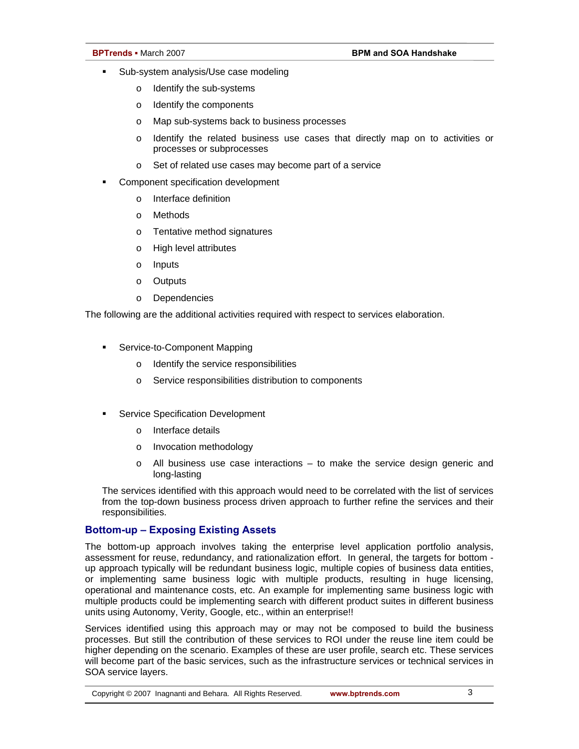- Sub-system analysis/Use case modeling
    - Identify the sub-systems
    - Identify the components
    - Map sub-systems back to business processes
    - Identify the related business use cases that directly map on to activities or processes or subprocesses
    - Set of related use cases may become part of a service
- Component specification development
    - Interface definition
    - Methods
    - Tentative method signatures
    - High level attributes
    - Inputs
    - Outputs
    - Dependencies

The following are the additional activities required with respect to services elaboration.

- Service-to-Component Mapping
    - Identify the service responsibilities
    - Service responsibilities distribution to components

- Service Specification Development
    - Interface details
    - Invocation methodology
    - All business use case interactions – to make the service design generic and long-lasting

The services identified with this approach would need to be correlated with the list of services from the top-down business process driven approach to further refine the services and their responsibilities.

## Bottom-up – Exposing Existing Assets

The bottom-up approach involves taking the enterprise level application portfolio analysis, assessment for reuse, redundancy, and rationalization effort. In general, the targets for bottom - up approach typically will be redundant business logic, multiple copies of business data entities, or implementing same business logic with multiple products, resulting in huge licensing, operational and maintenance costs, etc. An example for implementing same business logic with multiple products could be implementing search with different product suites in different business units using Autonomy, Verity, Google, etc., within an enterprise!!

Services identified using this approach may or may not be composed to build the business processes. But still the contribution of these services to ROI under the reuse line item could be higher depending on the scenario. Examples of these are user profile, search etc. These services will become part of the basic services, such as the infrastructure services or technical services in SOA service layers.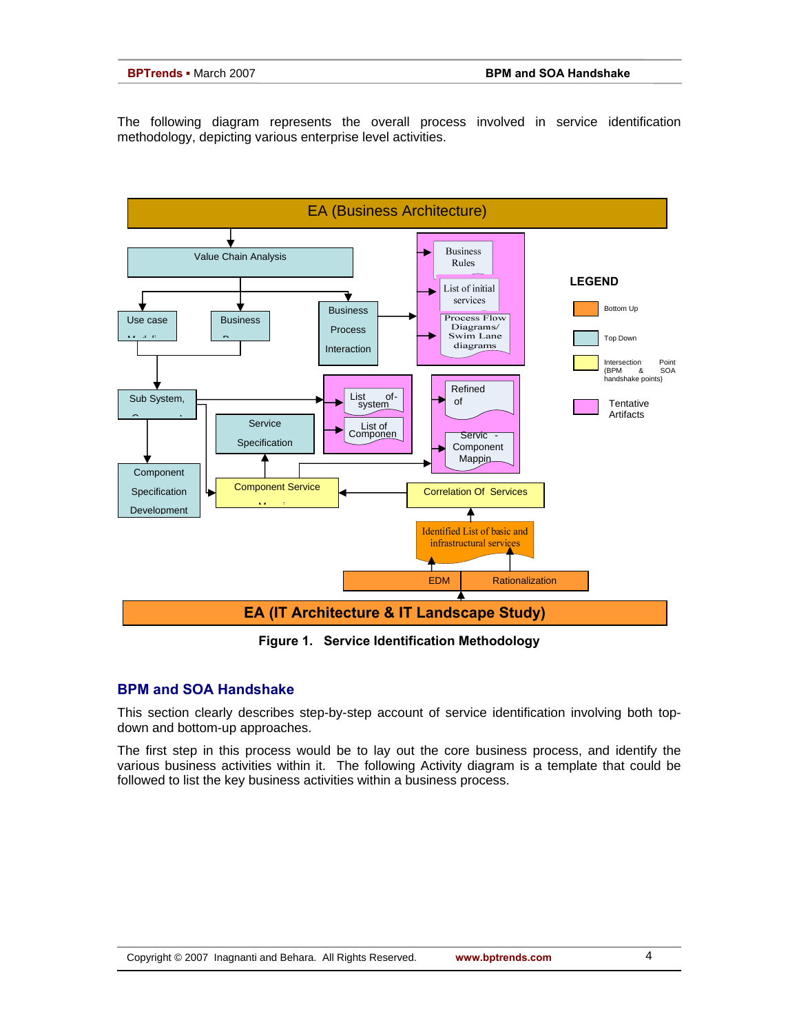The following diagram represents the overall process involved in service identification methodology, depicting various enterprise level activities.

Figure 1. Service Identification Methodology

## BPM and SOA Handshake

This section clearly describes step-by-step account of service identification involving both top-down and bottom-up approaches.

The first step in this process would be to lay out the core business process, and identify the various business activities within it. The following Activity diagram is a template that could be followed to list the key business activities within a business process.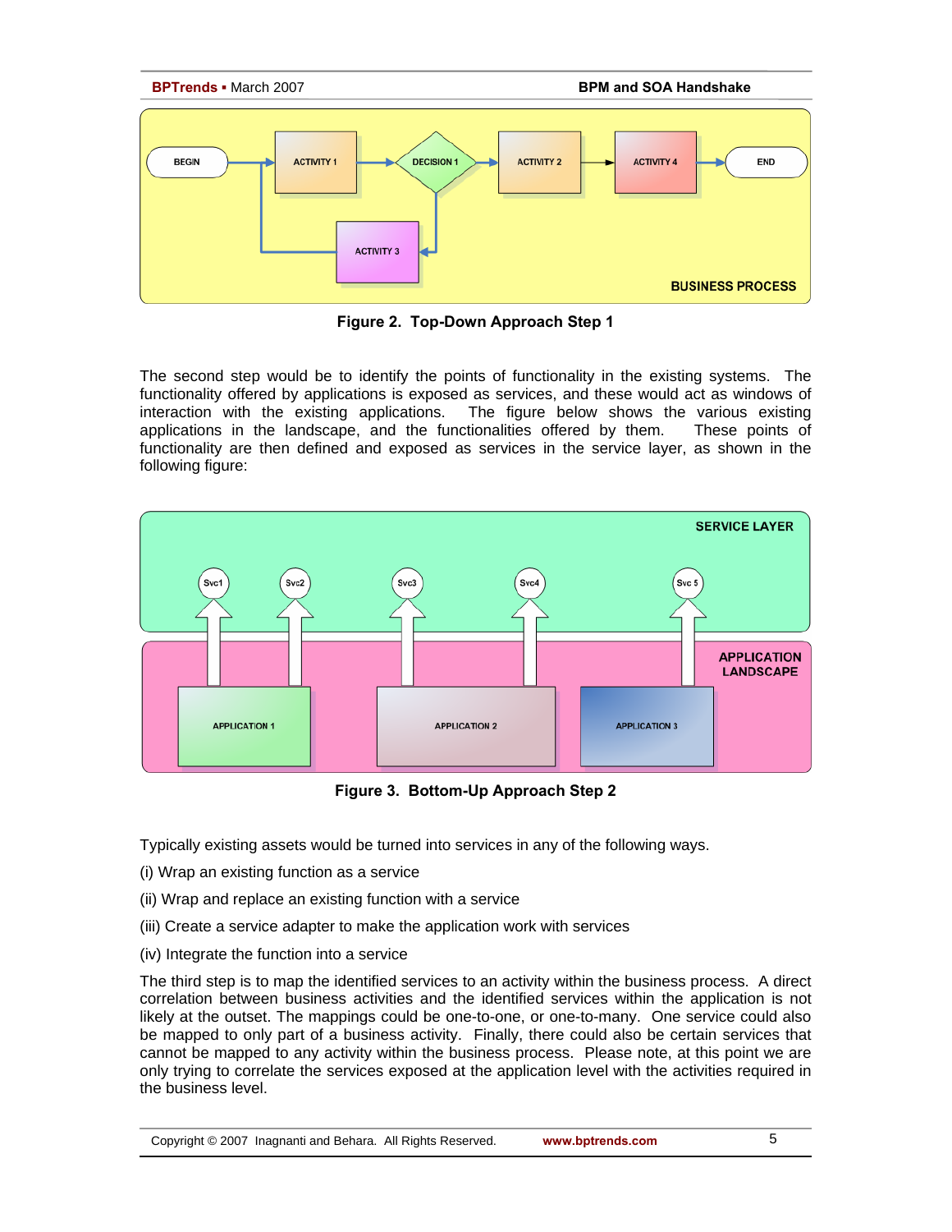Figure 2. Top-Down Approach Step 1

The second step would be to identify the points of functionality in the existing systems. The functionality offered by applications is exposed as services, and these would act as windows of interaction with the existing applications. The figure below shows the various existing applications in the landscape, and the functionalities offered by them. These points of functionality are then defined and exposed as services in the service layer, as shown in the following figure:

Figure 3. Bottom-Up Approach Step 2

Typically existing assets would be turned into services in any of the following ways.

(i) Wrap an existing function as a service

(ii) Wrap and replace an existing function with a service

(iii) Create a service adapter to make the application work with services

(iv) Integrate the function into a service

The third step is to map the identified services to an activity within the business process. A direct correlation between business activities and the identified services within the application is not likely at the outset. The mappings could be one-to-one, or one-to-many. One service could also be mapped to only part of a business activity. Finally, there could also be certain services that cannot be mapped to any activity within the business process. Please note, at this point we are only trying to correlate the services exposed at the application level with the activities required in the business level.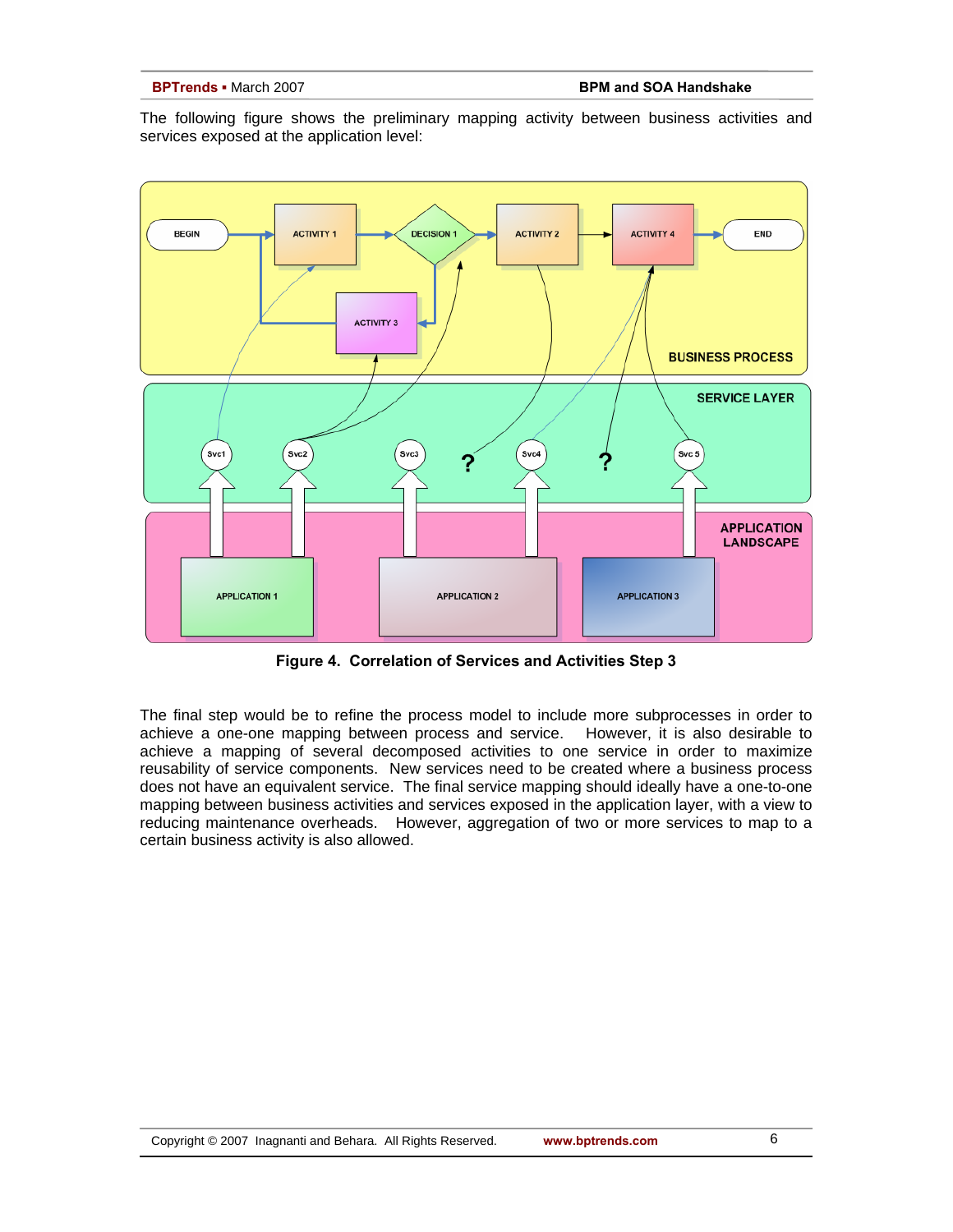The following figure shows the preliminary mapping activity between business activities and services exposed at the application level:

**Figure 4. Correlation of Services and Activities Step 3**

The final step would be to refine the process model to include more subprocesses in order to achieve a one-one mapping between process and service. However, it is also desirable to achieve a mapping of several decomposed activities to one service in order to maximize reusability of service components. New services need to be created where a business process does not have an equivalent service. The final service mapping should ideally have a one-to-one mapping between business activities and services exposed in the application layer, with a view to reducing maintenance overheads. However, aggregation of two or more services to map to a certain business activity is also allowed.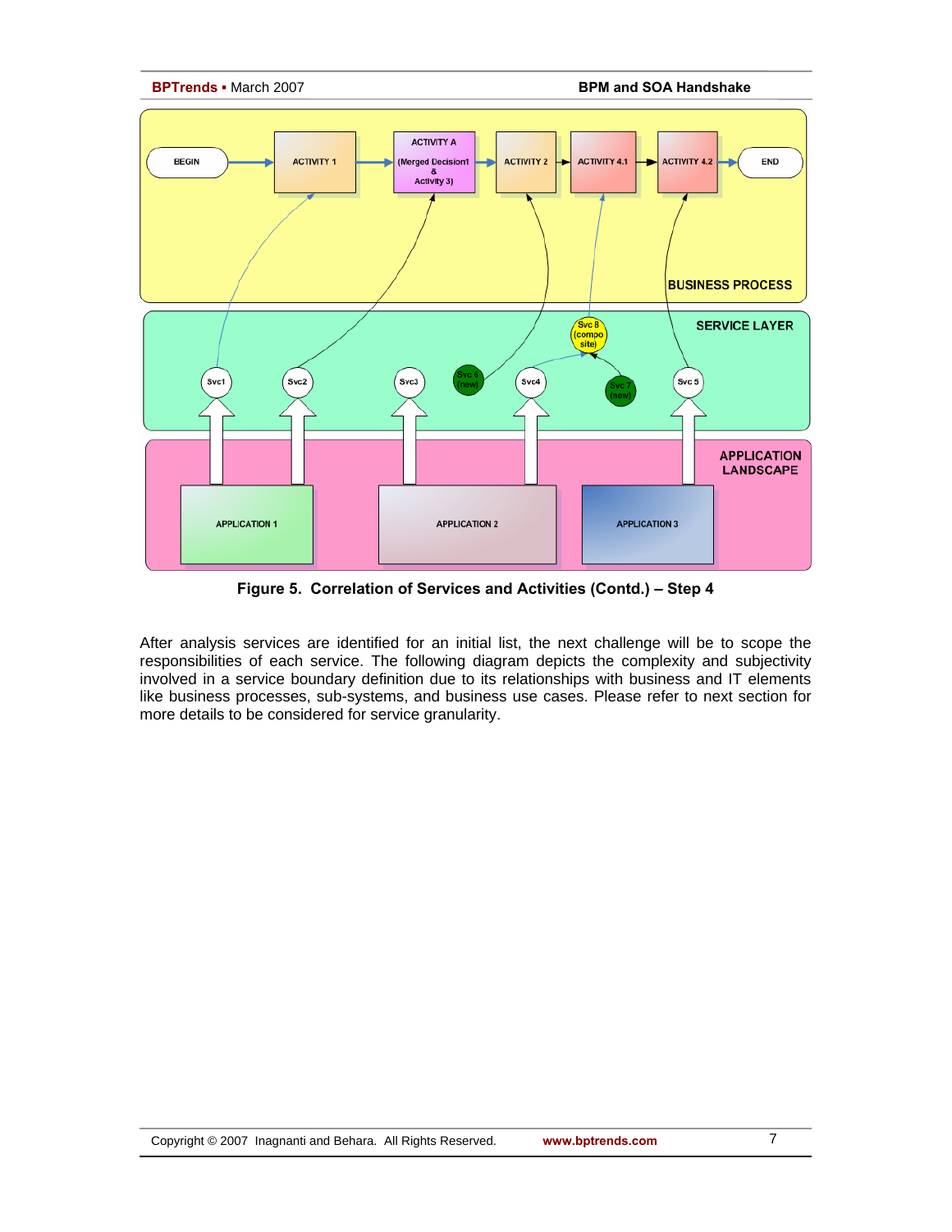**Figure 5. Correlation of Services and Activities (Contd.) – Step 4**

After analysis services are identified for an initial list, the next challenge will be to scope the responsibilities of each service. The following diagram depicts the complexity and subjectivity involved in a service boundary definition due to its relationships with business and IT elements like business processes, sub-systems, and business use cases. Please refer to next section for more details to be considered for service granularity.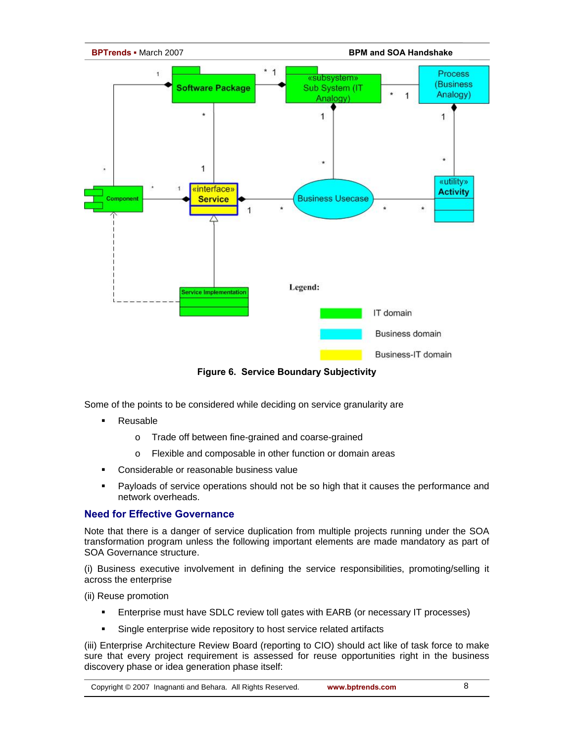Figure 6. Service Boundary Subjectivity

Some of the points to be considered while deciding on service granularity are

- Reusable
  - Trade off between fine-grained and coarse-grained
  - Flexible and composable in other function or domain areas
- Considerable or reasonable business value
- Payloads of service operations should not be so high that it causes the performance and network overheads.

## Need for Effective Governance

Note that there is a danger of service duplication from multiple projects running under the SOA transformation program unless the following important elements are made mandatory as part of SOA Governance structure.

(i) Business executive involvement in defining the service responsibilities, promoting/selling it across the enterprise

(ii) Reuse promotion

- Enterprise must have SDLC review toll gates with EARB (or necessary IT processes)
- Single enterprise wide repository to host service related artifacts

(iii) Enterprise Architecture Review Board (reporting to CIO) should act like of task force to make sure that every project requirement is assessed for reuse opportunities right in the business discovery phase or idea generation phase itself: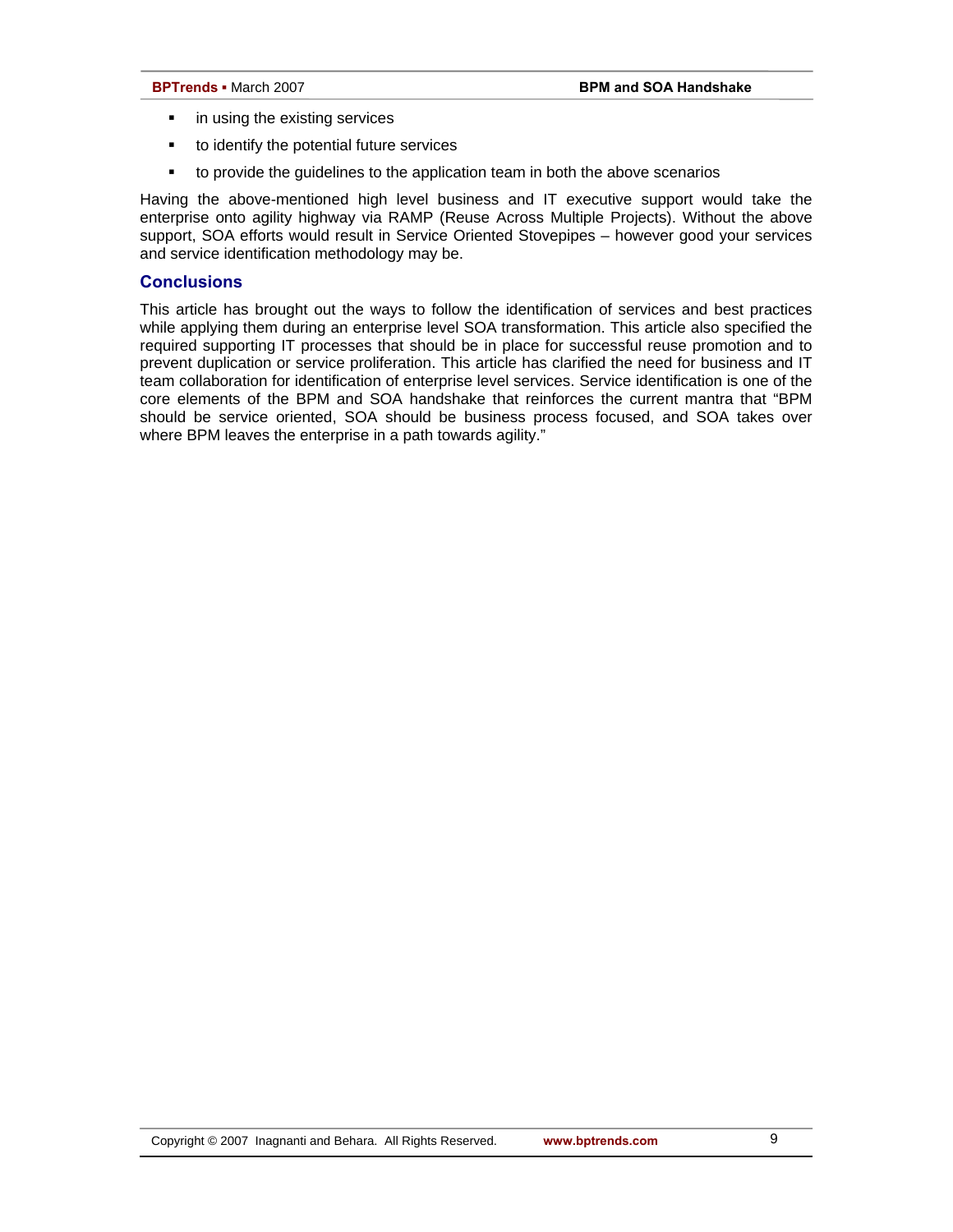- in using the existing services
- to identify the potential future services
- to provide the guidelines to the application team in both the above scenarios

Having the above-mentioned high level business and IT executive support would take the enterprise onto agility highway via RAMP (Reuse Across Multiple Projects). Without the above support, SOA efforts would result in Service Oriented Stovepipes – however good your services and service identification methodology may be.

## Conclusions

This article has brought out the ways to follow the identification of services and best practices while applying them during an enterprise level SOA transformation. This article also specified the required supporting IT processes that should be in place for successful reuse promotion and to prevent duplication or service proliferation. This article has clarified the need for business and IT team collaboration for identification of enterprise level services. Service identification is one of the core elements of the BPM and SOA handshake that reinforces the current mantra that "BPM should be service oriented, SOA should be business process focused, and SOA takes over where BPM leaves the enterprise in a path towards agility."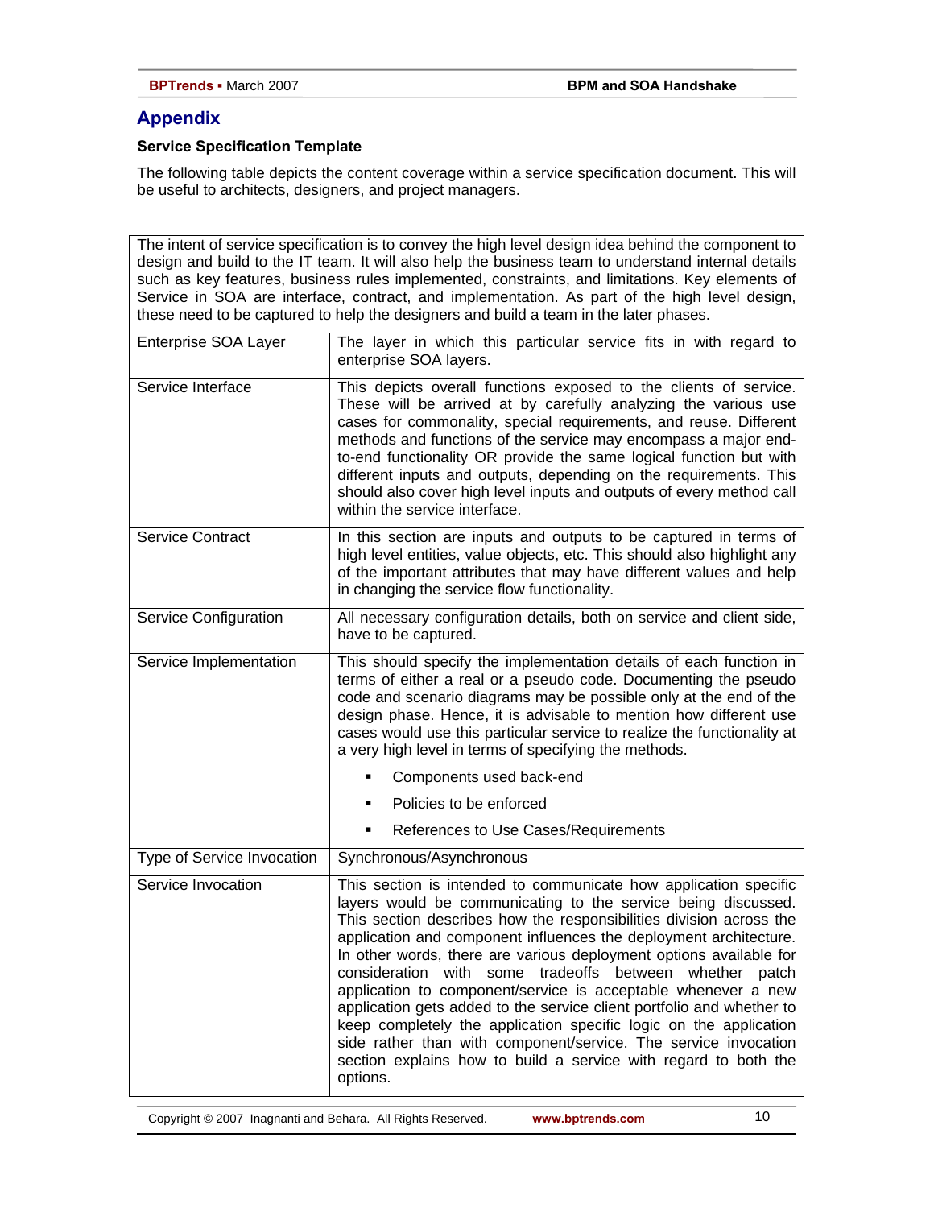## Appendix

**Service Specification Template**

The following table depicts the content coverage within a service specification document. This will be useful to architects, designers, and project managers.

| The intent of service specification is to convey the high level design idea behind the component to design and build to the IT team. It will also help the business team to understand internal details such as key features, business rules implemented, constraints, and limitations. Key elements of Service in SOA are interface, contract, and implementation. As part of the high level design, these need to be captured to help the designers and build a team in the later phases. | |
|---|---|
| Enterprise SOA Layer | The layer in which this particular service fits in with regard to enterprise SOA layers. |
| Service Interface | This depicts overall functions exposed to the clients of service. These will be arrived at by carefully analyzing the various use cases for commonality, special requirements, and reuse. Different methods and functions of the service may encompass a major end-to-end functionality OR provide the same logical function but with different inputs and outputs, depending on the requirements. This should also cover high level inputs and outputs of every method call within the service interface. |
| Service Contract | In this section are inputs and outputs to be captured in terms of high level entities, value objects, etc. This should also highlight any of the important attributes that may have different values and help in changing the service flow functionality. |
| Service Configuration | All necessary configuration details, both on service and client side, have to be captured. |
| Service Implementation | This should specify the implementation details of each function in terms of either a real or a pseudo code. Documenting the pseudo code and scenario diagrams may be possible only at the end of the design phase. Hence, it is advisable to mention how different use cases would use this particular service to realize the functionality at a very high level in terms of specifying the methods.<br>▪ Components used back-end<br>▪ Policies to be enforced<br>▪ References to Use Cases/Requirements |
| Type of Service Invocation | Synchronous/Asynchronous |
| Service Invocation | This section is intended to communicate how application specific layers would be communicating to the service being discussed. This section describes how the responsibilities division across the application and component influences the deployment architecture. In other words, there are various deployment options available for consideration with some tradeoffs between whether patch application to component/service is acceptable whenever a new application gets added to the service client portfolio and whether to keep completely the application specific logic on the application side rather than with component/service. The service invocation section explains how to build a service with regard to both the options. |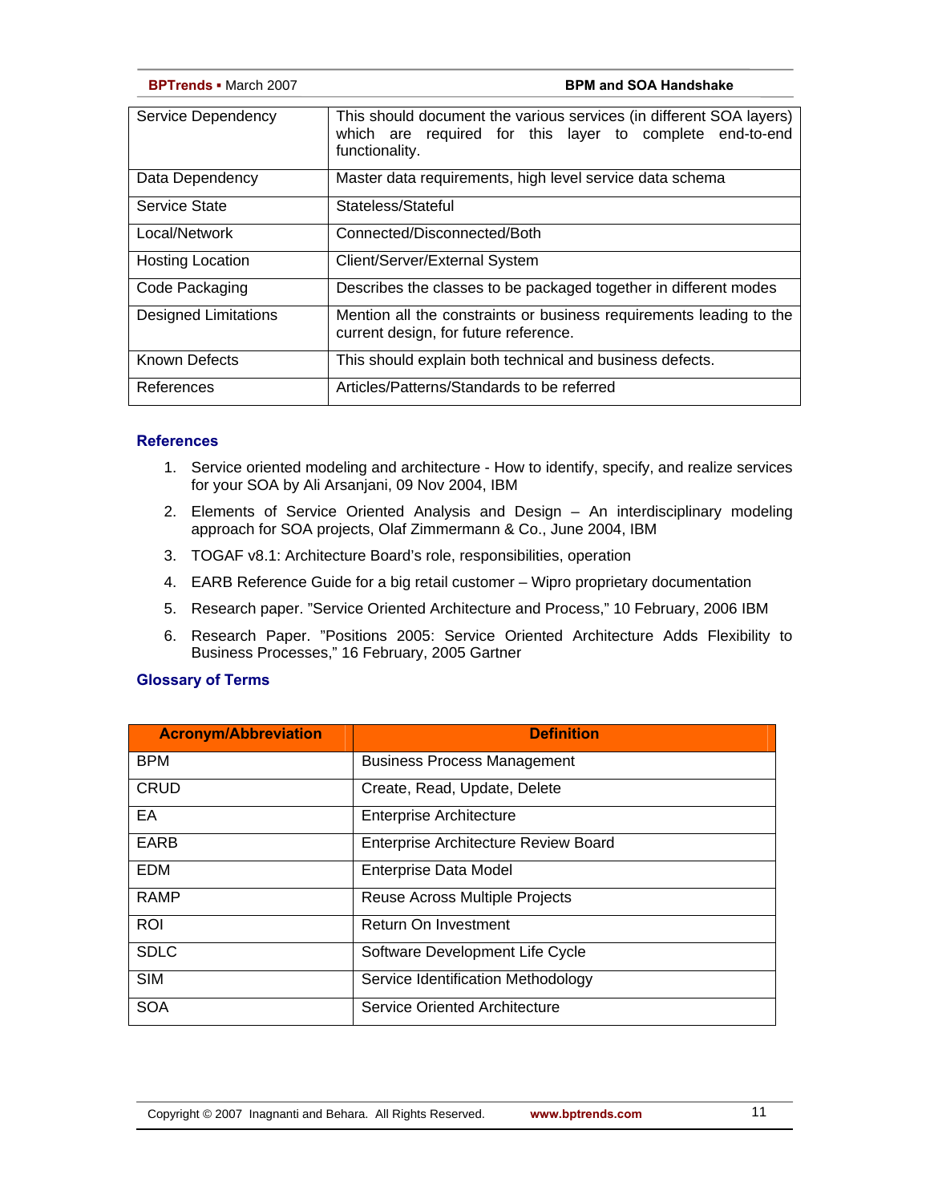| | |
|---|---|
| Service Dependency | This should document the various services (in different SOA layers) which are required for this layer to complete end-to-end functionality. |
| Data Dependency | Master data requirements, high level service data schema |
| Service State | Stateless/Stateful |
| Local/Network | Connected/Disconnected/Both |
| Hosting Location | Client/Server/External System |
| Code Packaging | Describes the classes to be packaged together in different modes |
| Designed Limitations | Mention all the constraints or business requirements leading to the current design, for future reference. |
| Known Defects | This should explain both technical and business defects. |
| References | Articles/Patterns/Standards to be referred |

## References

1. Service oriented modeling and architecture - How to identify, specify, and realize services for your SOA by Ali Arsanjani, 09 Nov 2004, IBM
2. Elements of Service Oriented Analysis and Design – An interdisciplinary modeling approach for SOA projects, Olaf Zimmermann & Co., June 2004, IBM
3. TOGAF v8.1: Architecture Board's role, responsibilities, operation
4. EARB Reference Guide for a big retail customer – Wipro proprietary documentation
5. Research paper. "Service Oriented Architecture and Process," 10 February, 2006 IBM
6. Research Paper. "Positions 2005: Service Oriented Architecture Adds Flexibility to Business Processes," 16 February, 2005 Gartner

## Glossary of Terms

| Acronym/Abbreviation | Definition |
|---|---|
| BPM | Business Process Management |
| CRUD | Create, Read, Update, Delete |
| EA | Enterprise Architecture |
| EARB | Enterprise Architecture Review Board |
| EDM | Enterprise Data Model |
| RAMP | Reuse Across Multiple Projects |
| ROI | Return On Investment |
| SDLC | Software Development Life Cycle |
| SIM | Service Identification Methodology |
| SOA | Service Oriented Architecture |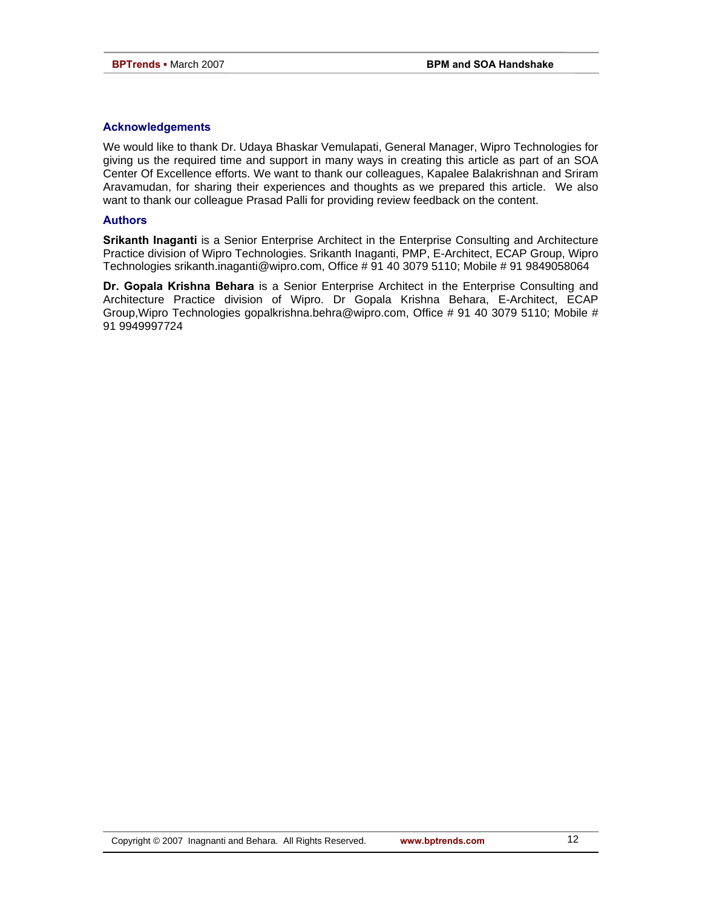## Acknowledgements

We would like to thank Dr. Udaya Bhaskar Vemulapati, General Manager, Wipro Technologies for giving us the required time and support in many ways in creating this article as part of an SOA Center Of Excellence efforts. We want to thank our colleagues, Kapalee Balakrishnan and Sriram Aravamudan, for sharing their experiences and thoughts as we prepared this article. We also want to thank our colleague Prasad Palli for providing review feedback on the content.

## Authors

**Srikanth Inaganti** is a Senior Enterprise Architect in the Enterprise Consulting and Architecture Practice division of Wipro Technologies. Srikanth Inaganti, PMP, E-Architect, ECAP Group, Wipro Technologies srikanth.inaganti@wipro.com, Office # 91 40 3079 5110; Mobile # 91 9849058064

**Dr. Gopala Krishna Behara** is a Senior Enterprise Architect in the Enterprise Consulting and Architecture Practice division of Wipro. Dr Gopala Krishna Behara, E-Architect, ECAP Group,Wipro Technologies gopalkrishna.behra@wipro.com, Office # 91 40 3079 5110; Mobile # 91 9949997724